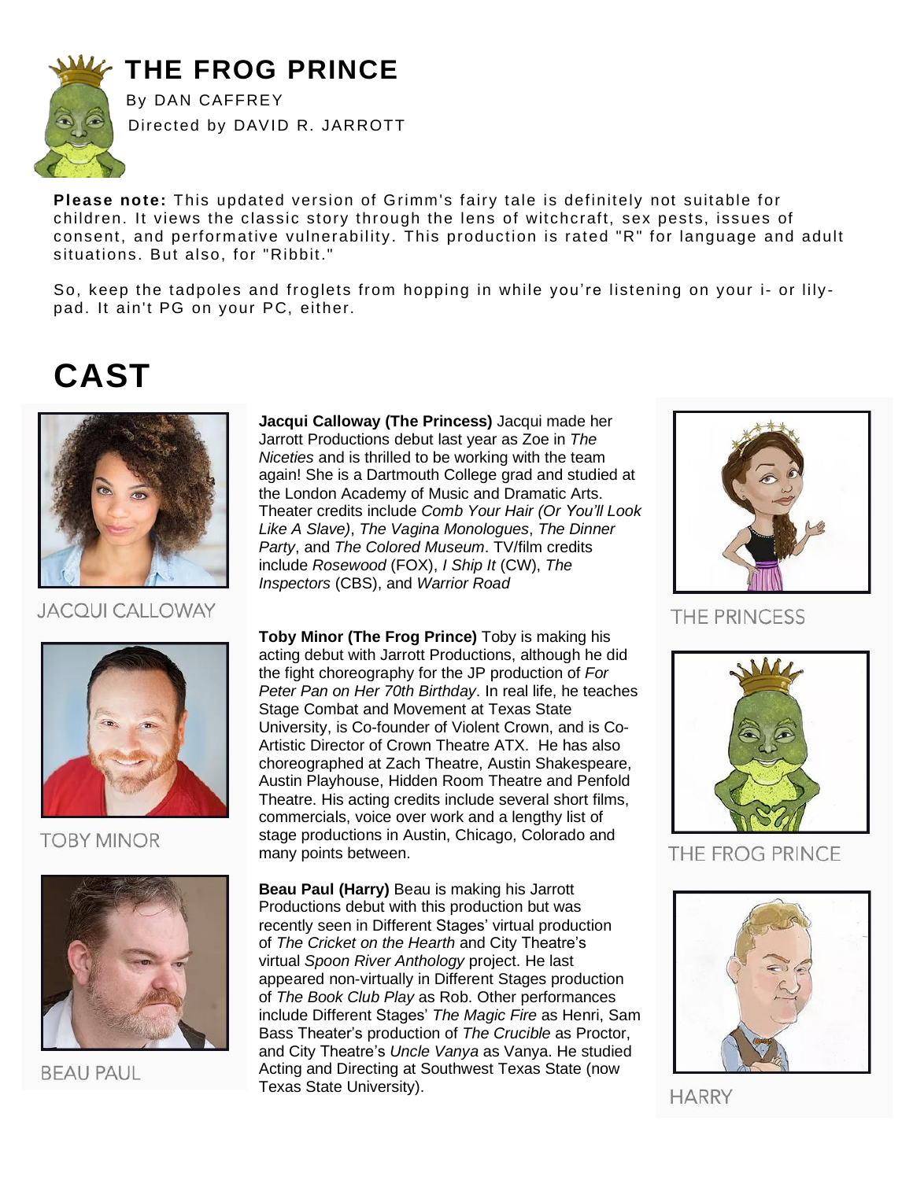# THE FROG PRINCE

By DAN CAFFREY

Directed by DAVID R. JARROTT

**Please note:** This updated version of Grimm's fairy tale is definitely not suitable for children. It views the classic story through the lens of witchcraft, sex pests, issues of consent, and performative vulnerability. This production is rated "R" for language and adult situations. But also, for "Ribbit."

So, keep the tadpoles and froglets from hopping in while you're listening on your i- or lily-pad. It ain't PG on your PC, either.

# CAST

JACQUI CALLOWAY

**Jacqui Calloway (The Princess)** Jacqui made her Jarrott Productions debut last year as Zoe in *The Niceties* and is thrilled to be working with the team again! She is a Dartmouth College grad and studied at the London Academy of Music and Dramatic Arts. Theater credits include *Comb Your Hair (Or You'll Look Like A Slave)*, *The Vagina Monologues*, *The Dinner Party*, and *The Colored Museum*. TV/film credits include *Rosewood* (FOX), *I Ship It* (CW), *The Inspectors* (CBS), and *Warrior Road*

THE PRINCESS

TOBY MINOR

**Toby Minor (The Frog Prince)** Toby is making his acting debut with Jarrott Productions, although he did the fight choreography for the JP production of *For Peter Pan on Her 70th Birthday*. In real life, he teaches Stage Combat and Movement at Texas State University, is Co-founder of Violent Crown, and is Co-Artistic Director of Crown Theatre ATX. He has also choreographed at Zach Theatre, Austin Shakespeare, Austin Playhouse, Hidden Room Theatre and Penfold Theatre. His acting credits include several short films, commercials, voice over work and a lengthy list of stage productions in Austin, Chicago, Colorado and many points between.

THE FROG PRINCE

BEAU PAUL

**Beau Paul (Harry)** Beau is making his Jarrott Productions debut with this production but was recently seen in Different Stages' virtual production of *The Cricket on the Hearth* and City Theatre's virtual *Spoon River Anthology* project. He last appeared non-virtually in Different Stages production of *The Book Club Play* as Rob. Other performances include Different Stages' *The Magic Fire* as Henri, Sam Bass Theater's production of *The Crucible* as Proctor, and City Theatre's *Uncle Vanya* as Vanya. He studied Acting and Directing at Southwest Texas State (now Texas State University).

HARRY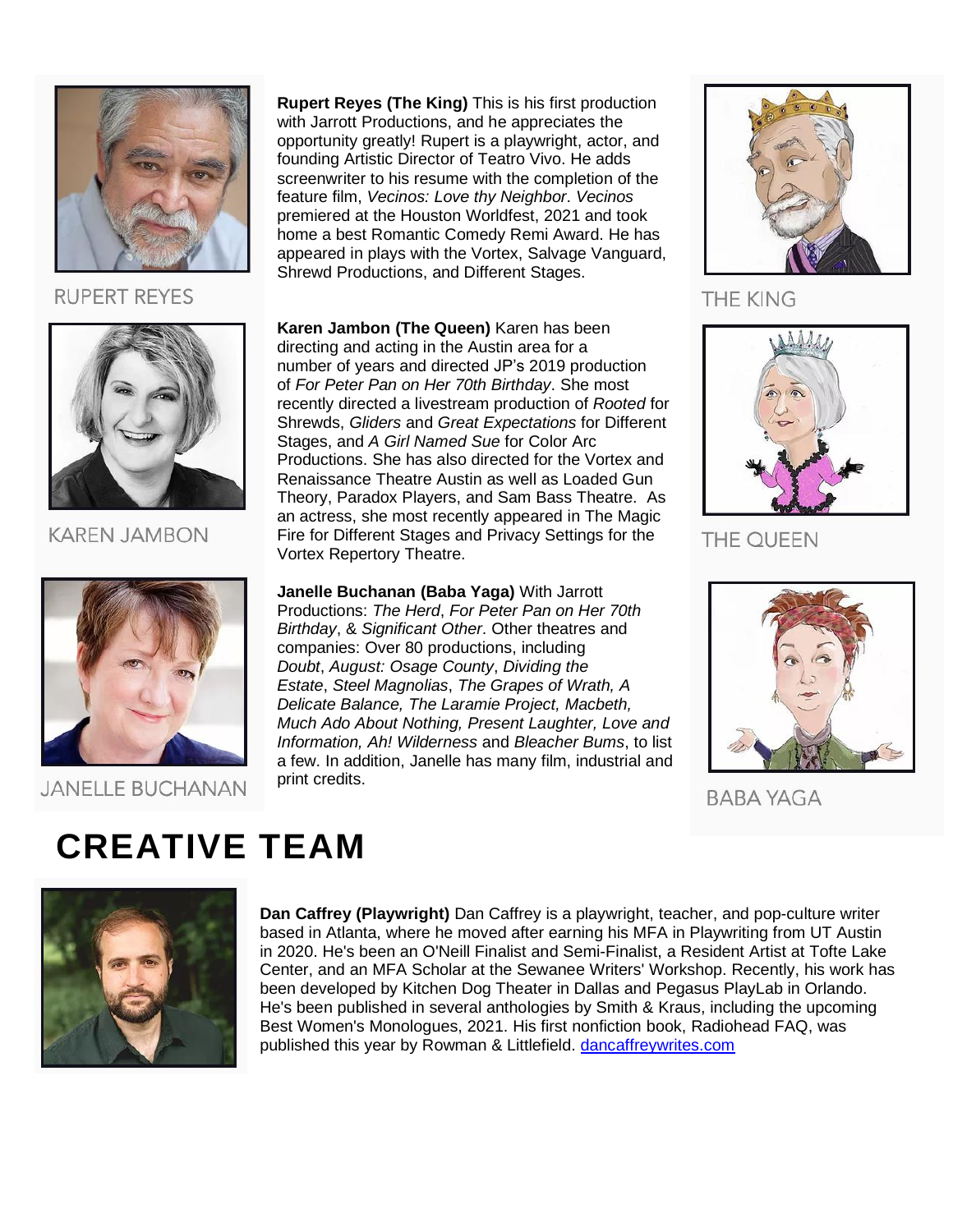RUPERT REYES

**Rupert Reyes (The King)** This is his first production with Jarrott Productions, and he appreciates the opportunity greatly! Rupert is a playwright, actor, and founding Artistic Director of Teatro Vivo. He adds screenwriter to his resume with the completion of the feature film, *Vecinos: Love thy Neighbor*. *Vecinos* premiered at the Houston Worldfest, 2021 and took home a best Romantic Comedy Remi Award. He has appeared in plays with the Vortex, Salvage Vanguard, Shrewd Productions, and Different Stages.

THE KING

KAREN JAMBON

**Karen Jambon (The Queen)** Karen has been directing and acting in the Austin area for a number of years and directed JP's 2019 production of *For Peter Pan on Her 70th Birthday*. She most recently directed a livestream production of *Rooted* for Shrewds, *Gliders* and *Great Expectations* for Different Stages, and *A Girl Named Sue* for Color Arc Productions. She has also directed for the Vortex and Renaissance Theatre Austin as well as Loaded Gun Theory, Paradox Players, and Sam Bass Theatre. As an actress, she most recently appeared in The Magic Fire for Different Stages and Privacy Settings for the Vortex Repertory Theatre.

THE QUEEN

JANELLE BUCHANAN

**Janelle Buchanan (Baba Yaga)** With Jarrott Productions: *The Herd*, *For Peter Pan on Her 70th Birthday*, & *Significant Other*. Other theatres and companies: Over 80 productions, including *Doubt*, *August: Osage County*, *Dividing the Estate*, *Steel Magnolias*, *The Grapes of Wrath, A Delicate Balance, The Laramie Project, Macbeth, Much Ado About Nothing, Present Laughter, Love and Information, Ah! Wilderness* and *Bleacher Bums*, to list a few. In addition, Janelle has many film, industrial and print credits.

BABA YAGA

# CREATIVE TEAM

**Dan Caffrey (Playwright)** Dan Caffrey is a playwright, teacher, and pop-culture writer based in Atlanta, where he moved after earning his MFA in Playwriting from UT Austin in 2020. He's been an O'Neill Finalist and Semi-Finalist, a Resident Artist at Tofte Lake Center, and an MFA Scholar at the Sewanee Writers' Workshop. Recently, his work has been developed by Kitchen Dog Theater in Dallas and Pegasus PlayLab in Orlando. He's been published in several anthologies by Smith & Kraus, including the upcoming Best Women's Monologues, 2021. His first nonfiction book, Radiohead FAQ, was published this year by Rowman & Littlefield. dancaffreywrites.com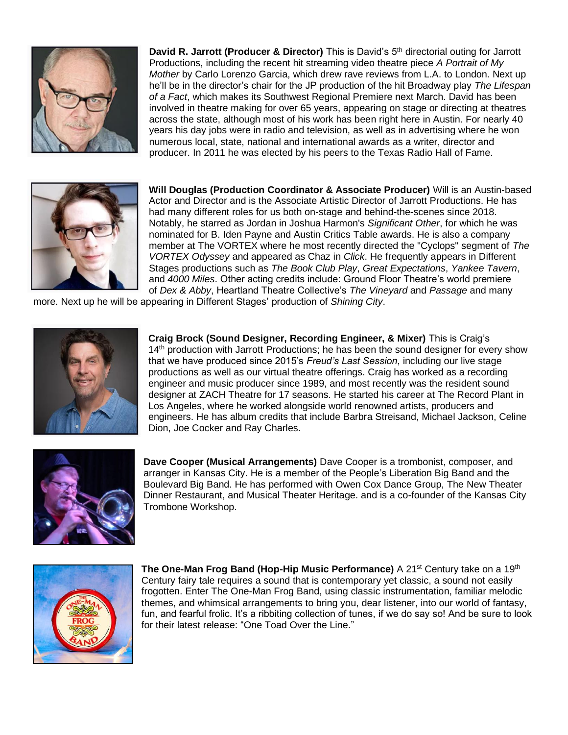**David R. Jarrott (Producer & Director)** This is David's 5th directorial outing for Jarrott Productions, including the recent hit streaming video theatre piece *A Portrait of My Mother* by Carlo Lorenzo Garcia, which drew rave reviews from L.A. to London. Next up he'll be in the director's chair for the JP production of the hit Broadway play *The Lifespan of a Fact*, which makes its Southwest Regional Premiere next March. David has been involved in theatre making for over 65 years, appearing on stage or directing at theatres across the state, although most of his work has been right here in Austin. For nearly 40 years his day jobs were in radio and television, as well as in advertising where he won numerous local, state, national and international awards as a writer, director and producer. In 2011 he was elected by his peers to the Texas Radio Hall of Fame.

**Will Douglas (Production Coordinator & Associate Producer)** Will is an Austin-based Actor and Director and is the Associate Artistic Director of Jarrott Productions. He has had many different roles for us both on-stage and behind-the-scenes since 2018. Notably, he starred as Jordan in Joshua Harmon's *Significant Other*, for which he was nominated for B. Iden Payne and Austin Critics Table awards. He is also a company member at The VORTEX where he most recently directed the "Cyclops" segment of *The VORTEX Odyssey* and appeared as Chaz in *Click*. He frequently appears in Different Stages productions such as *The Book Club Play*, *Great Expectations*, *Yankee Tavern*, and *4000 Miles*. Other acting credits include: Ground Floor Theatre's world premiere of *Dex & Abby*, Heartland Theatre Collective's *The Vineyard* and *Passage* and many more. Next up he will be appearing in Different Stages' production of *Shining City*.

**Craig Brock (Sound Designer, Recording Engineer, & Mixer)** This is Craig's 14th production with Jarrott Productions; he has been the sound designer for every show that we have produced since 2015's *Freud's Last Session*, including our live stage productions as well as our virtual theatre offerings. Craig has worked as a recording engineer and music producer since 1989, and most recently was the resident sound designer at ZACH Theatre for 17 seasons. He started his career at The Record Plant in Los Angeles, where he worked alongside world renowned artists, producers and engineers. He has album credits that include Barbra Streisand, Michael Jackson, Celine Dion, Joe Cocker and Ray Charles.

**Dave Cooper (Musical Arrangements)** Dave Cooper is a trombonist, composer, and arranger in Kansas City. He is a member of the People's Liberation Big Band and the Boulevard Big Band. He has performed with Owen Cox Dance Group, The New Theater Dinner Restaurant, and Musical Theater Heritage. and is a co-founder of the Kansas City Trombone Workshop.

**The One-Man Frog Band (Hop-Hip Music Performance)** A 21st Century take on a 19th Century fairy tale requires a sound that is contemporary yet classic, a sound not easily frogotten. Enter The One-Man Frog Band, using classic instrumentation, familiar melodic themes, and whimsical arrangements to bring you, dear listener, into our world of fantasy, fun, and fearful frolic. It's a ribbiting collection of tunes, if we do say so! And be sure to look for their latest release: "One Toad Over the Line."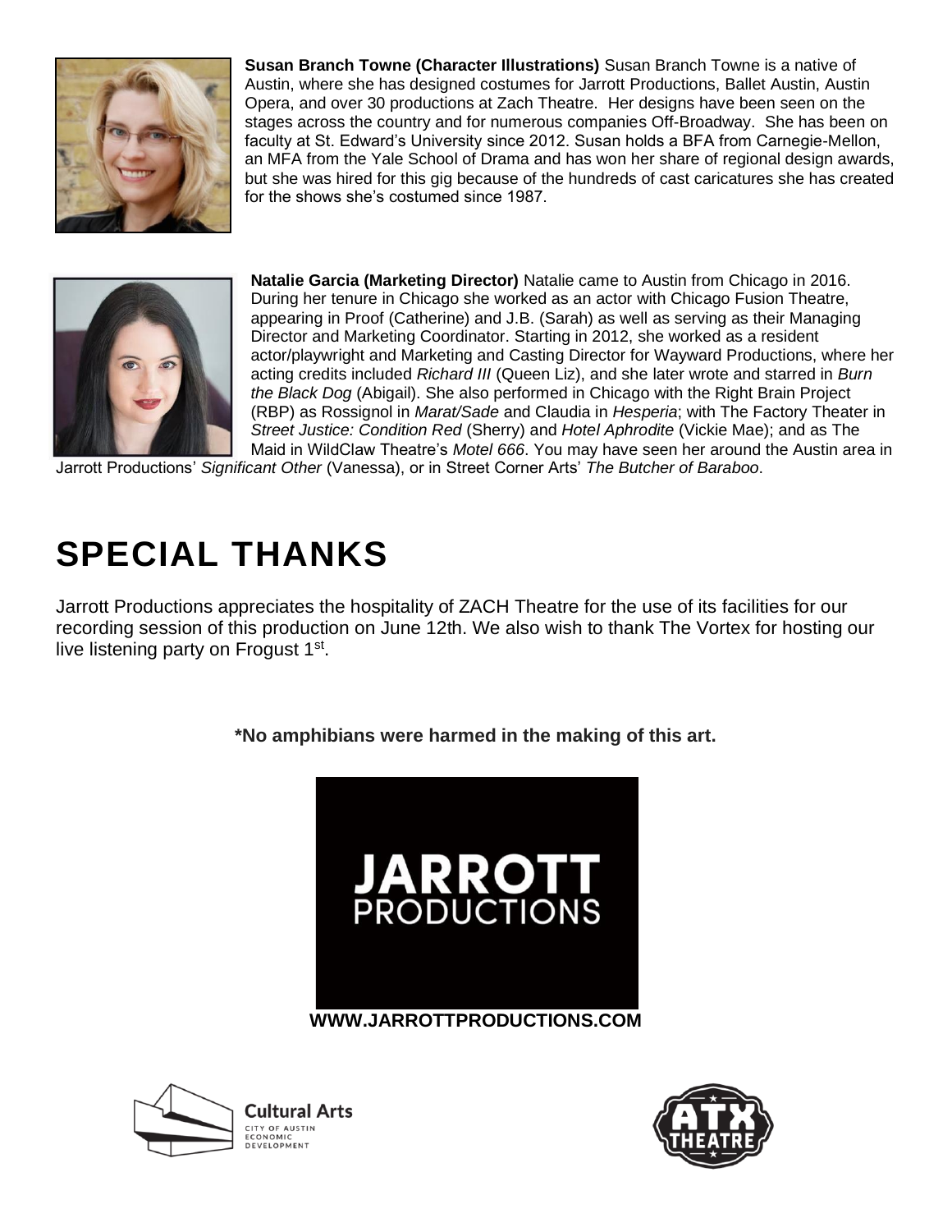**Susan Branch Towne (Character Illustrations)** Susan Branch Towne is a native of Austin, where she has designed costumes for Jarrott Productions, Ballet Austin, Austin Opera, and over 30 productions at Zach Theatre. Her designs have been seen on the stages across the country and for numerous companies Off-Broadway. She has been on faculty at St. Edward's University since 2012. Susan holds a BFA from Carnegie-Mellon, an MFA from the Yale School of Drama and has won her share of regional design awards, but she was hired for this gig because of the hundreds of cast caricatures she has created for the shows she's costumed since 1987.

**Natalie Garcia (Marketing Director)** Natalie came to Austin from Chicago in 2016. During her tenure in Chicago she worked as an actor with Chicago Fusion Theatre, appearing in Proof (Catherine) and J.B. (Sarah) as well as serving as their Managing Director and Marketing Coordinator. Starting in 2012, she worked as a resident actor/playwright and Marketing and Casting Director for Wayward Productions, where her acting credits included *Richard III* (Queen Liz), and she later wrote and starred in *Burn the Black Dog* (Abigail). She also performed in Chicago with the Right Brain Project (RBP) as Rossignol in *Marat/Sade* and Claudia in *Hesperia*; with The Factory Theater in *Street Justice: Condition Red* (Sherry) and *Hotel Aphrodite* (Vickie Mae); and as The Maid in WildClaw Theatre's *Motel 666*. You may have seen her around the Austin area in Jarrott Productions' *Significant Other* (Vanessa), or in Street Corner Arts' *The Butcher of Baraboo*.

# SPECIAL THANKS

Jarrott Productions appreciates the hospitality of ZACH Theatre for the use of its facilities for our recording session of this production on June 12th. We also wish to thank The Vortex for hosting our live listening party on Frogust 1st.

**\*No amphibians were harmed in the making of this art.**

JARROTT PRODUCTIONS

**WWW.JARROTTPRODUCTIONS.COM**

Cultural Arts
CITY OF AUSTIN ECONOMIC DEVELOPMENT

ATX THEATRE